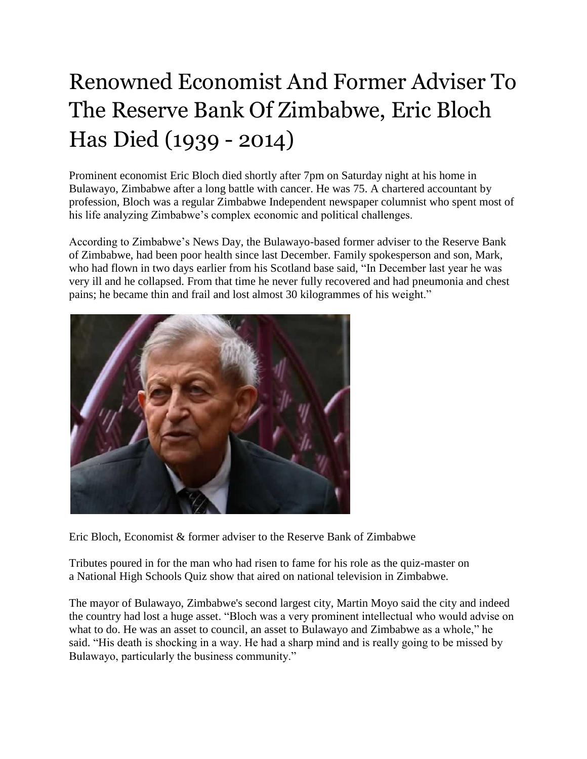# Renowned Economist And Former Adviser To The Reserve Bank Of Zimbabwe, Eric Bloch Has Died (1939 - 2014)

Prominent economist Eric Bloch died shortly after 7pm on Saturday night at his home in Bulawayo, Zimbabwe after a long battle with cancer. He was 75. A chartered accountant by profession, Bloch was a regular Zimbabwe Independent newspaper columnist who spent most of his life analyzing Zimbabwe's complex economic and political challenges.

According to Zimbabwe's News Day, the Bulawayo-based former adviser to the Reserve Bank of Zimbabwe, had been poor health since last December. Family spokesperson and son, Mark, who had flown in two days earlier from his Scotland base said, "In December last year he was very ill and he collapsed. From that time he never fully recovered and had pneumonia and chest pains; he became thin and frail and lost almost 30 kilogrammes of his weight."

Eric Bloch, Economist & former adviser to the Reserve Bank of Zimbabwe

Tributes poured in for the man who had risen to fame for his role as the quiz-master on a National High Schools Quiz show that aired on national television in Zimbabwe.

The mayor of Bulawayo, Zimbabwe's second largest city, Martin Moyo said the city and indeed the country had lost a huge asset. "Bloch was a very prominent intellectual who would advise on what to do. He was an asset to council, an asset to Bulawayo and Zimbabwe as a whole," he said. "His death is shocking in a way. He had a sharp mind and is really going to be missed by Bulawayo, particularly the business community."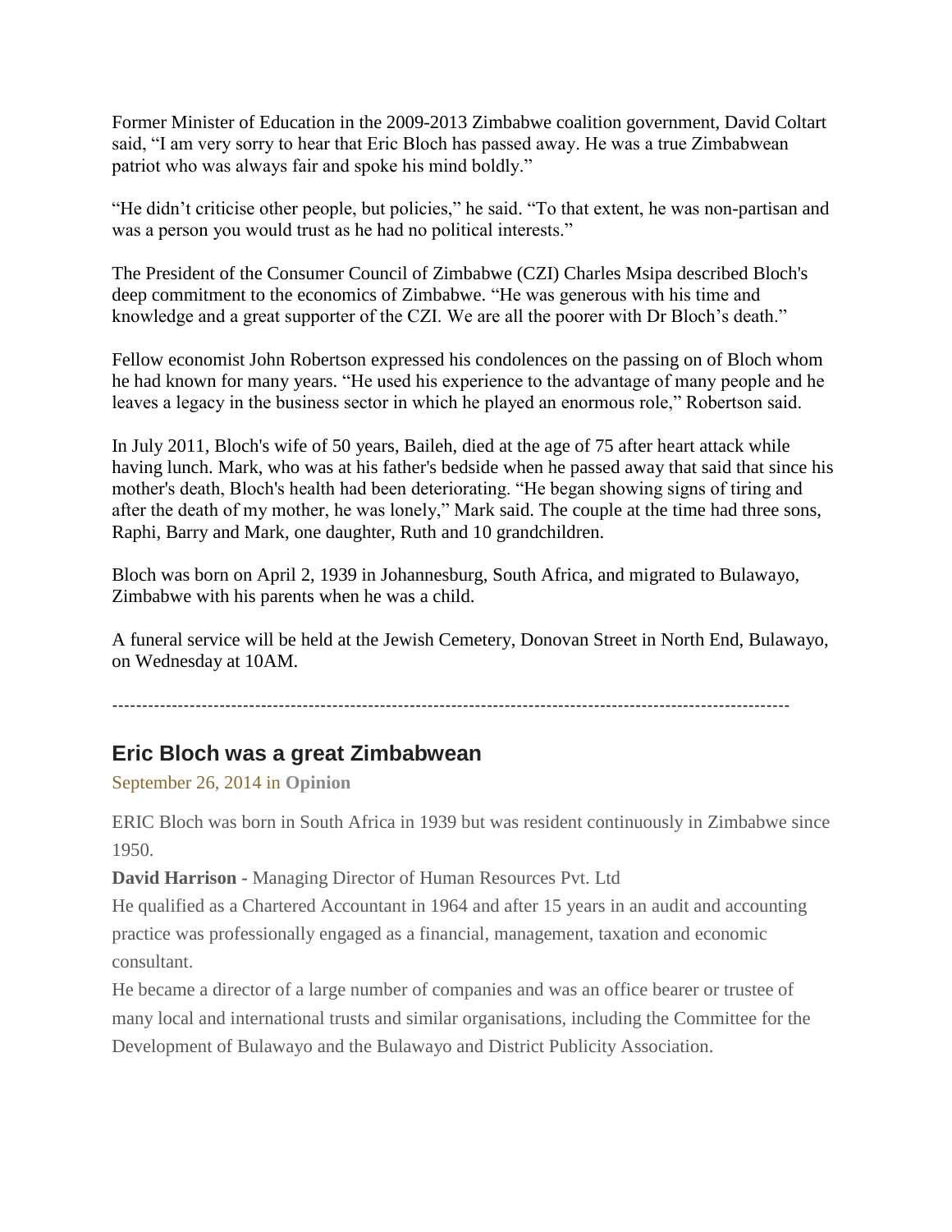Former Minister of Education in the 2009-2013 Zimbabwe coalition government, David Coltart said, “I am very sorry to hear that Eric Bloch has passed away. He was a true Zimbabwean patriot who was always fair and spoke his mind boldly.”

“He didn’t criticise other people, but policies,” he said. “To that extent, he was non-partisan and was a person you would trust as he had no political interests.”

The President of the Consumer Council of Zimbabwe (CZI) Charles Msipa described Bloch's deep commitment to the economics of Zimbabwe. “He was generous with his time and knowledge and a great supporter of the CZI. We are all the poorer with Dr Bloch’s death.”

Fellow economist John Robertson expressed his condolences on the passing on of Bloch whom he had known for many years. “He used his experience to the advantage of many people and he leaves a legacy in the business sector in which he played an enormous role,” Robertson said.

In July 2011, Bloch's wife of 50 years, Baileh, died at the age of 75 after heart attack while having lunch. Mark, who was at his father's bedside when he passed away that said that since his mother's death, Bloch's health had been deteriorating. “He began showing signs of tiring and after the death of my mother, he was lonely,” Mark said. The couple at the time had three sons, Raphi, Barry and Mark, one daughter, Ruth and 10 grandchildren.

Bloch was born on April 2, 1939 in Johannesburg, South Africa, and migrated to Bulawayo, Zimbabwe with his parents when he was a child.

A funeral service will be held at the Jewish Cemetery, Donovan Street in North End, Bulawayo, on Wednesday at 10AM.

---

## Eric Bloch was a great Zimbabwean

September 26, 2014 in **Opinion**

ERIC Bloch was born in South Africa in 1939 but was resident continuously in Zimbabwe since 1950.

**David Harrison -** Managing Director of Human Resources Pvt. Ltd

He qualified as a Chartered Accountant in 1964 and after 15 years in an audit and accounting practice was professionally engaged as a financial, management, taxation and economic consultant.

He became a director of a large number of companies and was an office bearer or trustee of many local and international trusts and similar organisations, including the Committee for the Development of Bulawayo and the Bulawayo and District Publicity Association.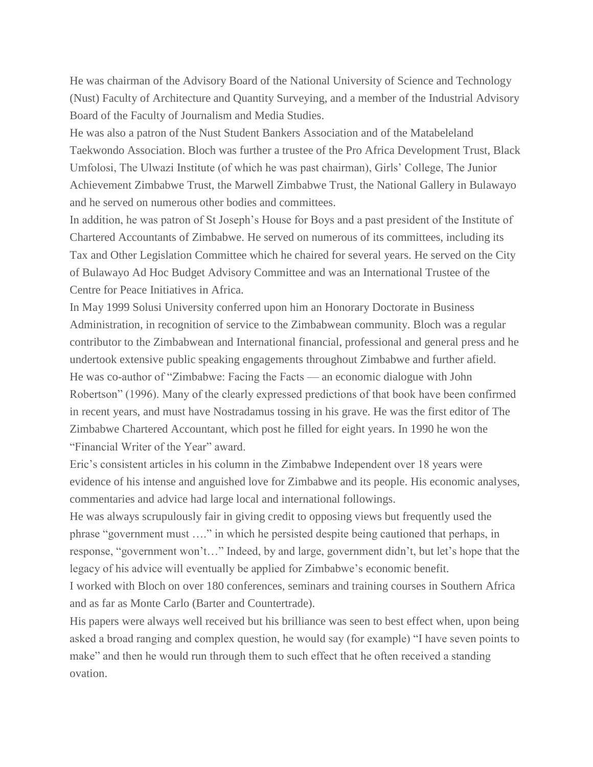He was chairman of the Advisory Board of the National University of Science and Technology (Nust) Faculty of Architecture and Quantity Surveying, and a member of the Industrial Advisory Board of the Faculty of Journalism and Media Studies.

He was also a patron of the Nust Student Bankers Association and of the Matabeleland Taekwondo Association. Bloch was further a trustee of the Pro Africa Development Trust, Black Umfolosi, The Ulwazi Institute (of which he was past chairman), Girls' College, The Junior Achievement Zimbabwe Trust, the Marwell Zimbabwe Trust, the National Gallery in Bulawayo and he served on numerous other bodies and committees.

In addition, he was patron of St Joseph's House for Boys and a past president of the Institute of Chartered Accountants of Zimbabwe. He served on numerous of its committees, including its Tax and Other Legislation Committee which he chaired for several years. He served on the City of Bulawayo Ad Hoc Budget Advisory Committee and was an International Trustee of the Centre for Peace Initiatives in Africa.

In May 1999 Solusi University conferred upon him an Honorary Doctorate in Business Administration, in recognition of service to the Zimbabwean community. Bloch was a regular contributor to the Zimbabwean and International financial, professional and general press and he undertook extensive public speaking engagements throughout Zimbabwe and further afield.

He was co-author of "Zimbabwe: Facing the Facts — an economic dialogue with John Robertson" (1996). Many of the clearly expressed predictions of that book have been confirmed in recent years, and must have Nostradamus tossing in his grave. He was the first editor of The Zimbabwe Chartered Accountant, which post he filled for eight years. In 1990 he won the "Financial Writer of the Year" award.

Eric's consistent articles in his column in the Zimbabwe Independent over 18 years were evidence of his intense and anguished love for Zimbabwe and its people. His economic analyses, commentaries and advice had large local and international followings.

He was always scrupulously fair in giving credit to opposing views but frequently used the phrase "government must …." in which he persisted despite being cautioned that perhaps, in response, "government won't…" Indeed, by and large, government didn't, but let's hope that the legacy of his advice will eventually be applied for Zimbabwe's economic benefit.

I worked with Bloch on over 180 conferences, seminars and training courses in Southern Africa and as far as Monte Carlo (Barter and Countertrade).

His papers were always well received but his brilliance was seen to best effect when, upon being asked a broad ranging and complex question, he would say (for example) "I have seven points to make" and then he would run through them to such effect that he often received a standing ovation.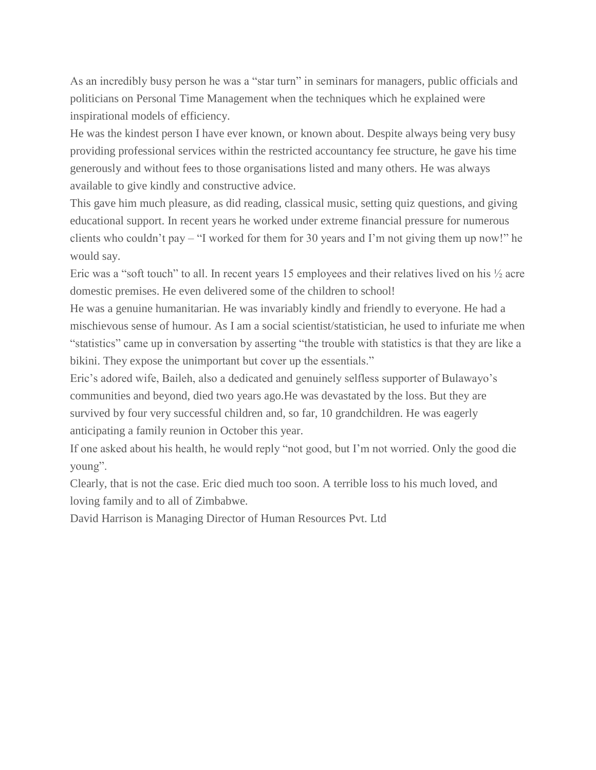As an incredibly busy person he was a "star turn" in seminars for managers, public officials and politicians on Personal Time Management when the techniques which he explained were inspirational models of efficiency.

He was the kindest person I have ever known, or known about. Despite always being very busy providing professional services within the restricted accountancy fee structure, he gave his time generously and without fees to those organisations listed and many others. He was always available to give kindly and constructive advice.

This gave him much pleasure, as did reading, classical music, setting quiz questions, and giving educational support. In recent years he worked under extreme financial pressure for numerous clients who couldn't pay – "I worked for them for 30 years and I'm not giving them up now!" he would say.

Eric was a "soft touch" to all. In recent years 15 employees and their relatives lived on his ½ acre domestic premises. He even delivered some of the children to school!

He was a genuine humanitarian. He was invariably kindly and friendly to everyone. He had a mischievous sense of humour. As I am a social scientist/statistician, he used to infuriate me when "statistics" came up in conversation by asserting "the trouble with statistics is that they are like a bikini. They expose the unimportant but cover up the essentials."

Eric's adored wife, Baileh, also a dedicated and genuinely selfless supporter of Bulawayo's communities and beyond, died two years ago.He was devastated by the loss. But they are survived by four very successful children and, so far, 10 grandchildren. He was eagerly anticipating a family reunion in October this year.

If one asked about his health, he would reply "not good, but I'm not worried. Only the good die young".

Clearly, that is not the case. Eric died much too soon. A terrible loss to his much loved, and loving family and to all of Zimbabwe.

David Harrison is Managing Director of Human Resources Pvt. Ltd